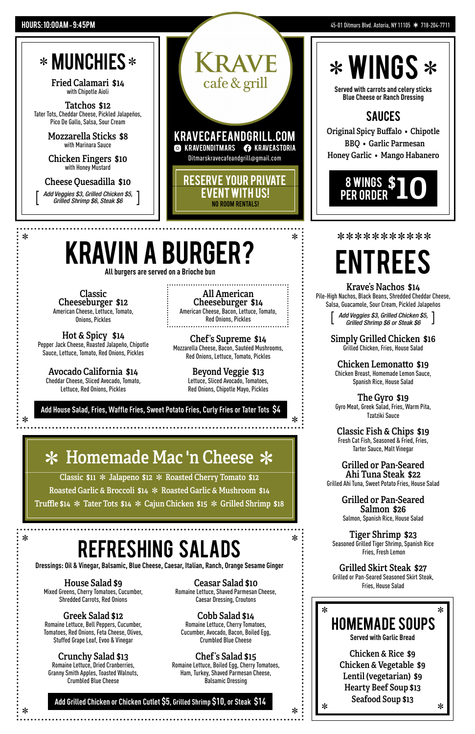HOURS: 10:00AM – 9:45PM

45-01 Ditmars Blvd. Astoria, NY 11105 * 718-204-7711

# KRAVE cafe & grill

**KRAVECAFEANDGRILL.COM**

KRAVEONDITMARS · KRAVEASTORIA

Ditmarskravecafeandgrill@gmail.com

**RESERVE YOUR PRIVATE EVENT WITH US!**
NO ROOM RENTALS!

## * MUNCHIES *

**Fried Calamari $14**
with Chipotle Aioli

**Tatchos $12**
Tater Tots, Cheddar Cheese, Pickled Jalapeños, Pico De Gallo, Salsa, Sour Cream

**Mozzarella Sticks $8**
with Marinara Sauce

**Chicken Fingers $10**
with Honey Mustard

**Cheese Quesadilla $10**
[ *Add Veggies $3, Grilled Chicken $5, Grilled Shrimp $6, Steak $6* ]

## * WINGS *

Served with carrots and celery sticks
Blue Cheese or Ranch Dressing

### SAUCES

Original Spicy Buffalo • Chipotle
BBQ • Garlic Parmesan
Honey Garlic • Mango Habanero

**8 WINGS PER ORDER $10**

## KRAVIN A BURGER?

All burgers are served on a Brioche bun

**Classic Cheeseburger $12**
American Cheese, Lettuce, Tomato, Onions, Pickles

**All American Cheeseburger $14**
American Cheese, Bacon, Lettuce, Tomato, Red Onions, Pickles

**Hot & Spicy $14**
Pepper Jack Cheese, Roasted Jalapeño, Chipotle Sauce, Lettuce, Tomato, Red Onions, Pickles

**Chef's Supreme $14**
Mozzarella Cheese, Bacon, Sautéed Mushrooms, Red Onions, Lettuce, Tomato, Pickles

**Avocado California $14**
Cheddar Cheese, Sliced Avocado, Tomato, Lettuce, Red Onions, Pickles

**Beyond Veggie $13**
Lettuce, Sliced Avocado, Tomatoes, Red Onions, Chipotle Mayo, Pickles

**Add House Salad, Fries, Waffle Fries, Sweet Potato Fries, Curly Fries or Tater Tots $4**

## * Homemade Mac 'n Cheese *

Classic $11 * Jalapeno $12 * Roasted Cherry Tomato $12
Roasted Garlic & Broccoli $14 * Roasted Garlic & Mushroom $14
Truffle $14 * Tater Tots $14 * Cajun Chicken $15 * Grilled Shrimp $18

## REFRESHING SALADS

Dressings: Oil & Vinegar, Balsamic, Blue Cheese, Caesar, Italian, Ranch, Orange Sesame Ginger

**House Salad $9**
Mixed Greens, Cherry Tomatoes, Cucumber, Shredded Carrots, Red Onions

**Ceasar Salad $10**
Romaine Lettuce, Shaved Parmesan Cheese, Caesar Dressing, Croutons

**Greek Salad $12**
Romaine Lettuce, Bell Peppers, Cucumber, Tomatoes, Red Onions, Feta Cheese, Olives, Stuffed Grape Leaf, Evoo & Vinegar

**Cobb Salad $14**
Romaine Lettuce, Cherry Tomatoes, Cucumber, Avocado, Bacon, Boiled Egg, Crumbled Blue Cheese

**Crunchy Salad $13**
Romaine Lettuce, Dried Cranberries, Granny Smith Apples, Toasted Walnuts, Crumbled Blue Cheese

**Chef's Salad $15**
Romaine Lettuce, Boiled Egg, Cherry Tomatoes, Ham, Turkey, Shaved Parmesan Cheese, Balsamic Dressing

**Add Grilled Chicken or Chicken Cutlet $5, Grilled Shrimp $10, or Steak $14**

## ENTREES

**Krave's Nachos $14**
Pile-High Nachos, Black Beans, Shredded Cheddar Cheese, Salsa, Guacamole, Sour Cream, Pickled Jalapeños
[ *Add Veggies $3, Grilled Chicken $5, Grilled Shrimp $6 or Steak $6* ]

**Simply Grilled Chicken $16**
Grilled Chicken, Fries, House Salad

**Chicken Lemonatto $19**
Chicken Breast, Homemade Lemon Sauce, Spanish Rice, House Salad

**The Gyro $19**
Gyro Meat, Greek Salad, Fries, Warm Pita, Tzatziki Sauce

**Classic Fish & Chips $19**
Fresh Cat Fish, Seasoned & Fried, Fries, Tarter Sauce, Malt Vinegar

**Grilled or Pan-Seared Ahi Tuna Steak $22**
Grilled Ahi Tuna, Sweet Potato Fries, House Salad

**Grilled or Pan-Seared Salmon $26**
Salmon, Spanish Rice, House Salad

**Tiger Shrimp $23**
Seasoned Grilled Tiger Shrimp, Spanish Rice Fries, Fresh Lemon

**Grilled Skirt Steak $27**
Grilled or Pan-Seared Seasoned Skirt Steak, Fries, House Salad

## HOMEMADE SOUPS

Served with Garlic Bread

Chicken & Rice $9
Chicken & Vegetable $9
Lentil (vegetarian) $9
Hearty Beef Soup $13
Seafood Soup $13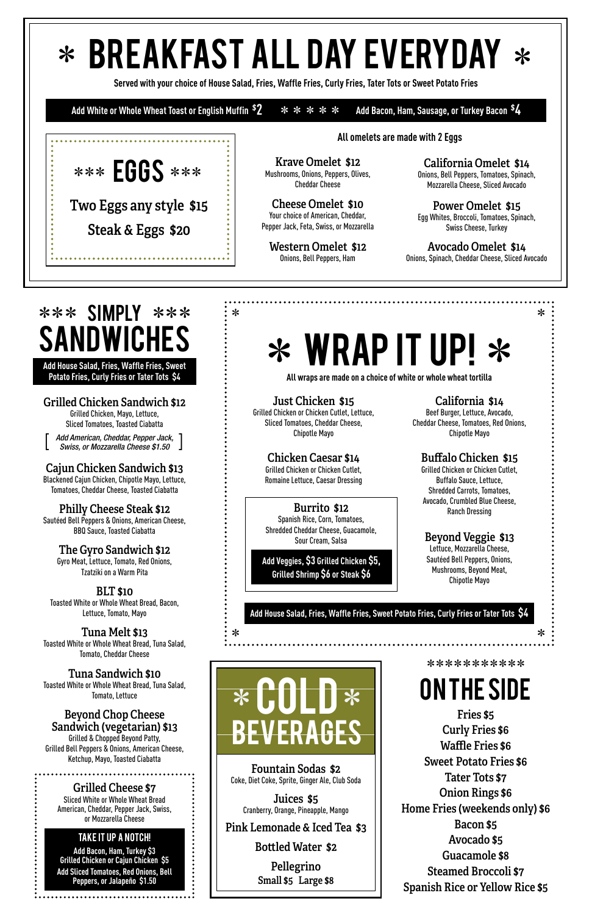# * BREAKFAST ALL DAY EVERYDAY *

Served with your choice of House Salad, Fries, Waffle Fries, Curly Fries, Tater Tots or Sweet Potato Fries

Add White or Whole Wheat Toast or English Muffin $2 * * * * * Add Bacon, Ham, Sausage, or Turkey Bacon $4

## *** EGGS ***

Two Eggs any style $15

Steak & Eggs $20

### All omelets are made with 2 Eggs

**Krave Omelet $12**
Mushrooms, Onions, Peppers, Olives, Cheddar Cheese

**Cheese Omelet $10**
Your choice of American, Cheddar, Pepper Jack, Feta, Swiss, or Mozzarella

**Western Omelet $12**
Onions, Bell Peppers, Ham

**California Omelet $14**
Onions, Bell Peppers, Tomatoes, Spinach, Mozzarella Cheese, Sliced Avocado

**Power Omelet $15**
Egg Whites, Broccoli, Tomatoes, Spinach, Swiss Cheese, Turkey

**Avocado Omelet $14**
Onions, Spinach, Cheddar Cheese, Sliced Avocado

## *** SIMPLY *** SANDWICHES

Add House Salad, Fries, Waffle Fries, Sweet Potato Fries, Curly Fries or Tater Tots $4

**Grilled Chicken Sandwich $12**
Grilled Chicken, Mayo, Lettuce, Sliced Tomatoes, Toasted Ciabatta

[ *Add American, Cheddar, Pepper Jack, Swiss, or Mozzarella Cheese $1.50* ]

**Cajun Chicken Sandwich $13**
Blackened Cajun Chicken, Chipotle Mayo, Lettuce, Tomatoes, Cheddar Cheese, Toasted Ciabatta

**Philly Cheese Steak $12**
Sautéed Bell Peppers & Onions, American Cheese, BBQ Sauce, Toasted Ciabatta

**The Gyro Sandwich $12**
Gyro Meat, Lettuce, Tomato, Red Onions, Tzatziki on a Warm Pita

**BLT $10**
Toasted White or Whole Wheat Bread, Bacon, Lettuce, Tomato, Mayo

**Tuna Melt $13**
Toasted White or Whole Wheat Bread, Tuna Salad, Tomato, Cheddar Cheese

**Tuna Sandwich $10**
Toasted White or Whole Wheat Bread, Tuna Salad, Tomato, Lettuce

**Beyond Chop Cheese Sandwich (vegetarian) $13**
Grilled & Chopped Beyond Patty, Grilled Bell Peppers & Onions, American Cheese, Ketchup, Mayo, Toasted Ciabatta

**Grilled Cheese $7**
Sliced White or Whole Wheat Bread American, Cheddar, Pepper Jack, Swiss, or Mozzarella Cheese

**TAKE IT UP A NOTCH!**
Add Bacon, Ham, Turkey $3
Grilled Chicken or Cajun Chicken $5
Add Sliced Tomatoes, Red Onions, Bell Peppers, or Jalapeño $1.50

## * WRAP IT UP! *

All wraps are made on a choice of white or whole wheat tortilla

**Just Chicken $15**
Grilled Chicken or Chicken Cutlet, Lettuce, Sliced Tomatoes, Cheddar Cheese, Chipotle Mayo

**Chicken Caesar $14**
Grilled Chicken or Chicken Cutlet, Romaine Lettuce, Caesar Dressing

**Burrito $12**
Spanish Rice, Corn, Tomatoes, Shredded Cheddar Cheese, Guacamole, Sour Cream, Salsa

Add Veggies, $3 Grilled Chicken $5, Grilled Shrimp $6 or Steak $6

**California $14**
Beef Burger, Lettuce, Avocado, Cheddar Cheese, Tomatoes, Red Onions, Chipotle Mayo

**Buffalo Chicken $15**
Grilled Chicken or Chicken Cutlet, Buffalo Sauce, Lettuce, Shredded Carrots, Tomatoes, Avocado, Crumbled Blue Cheese, Ranch Dressing

**Beyond Veggie $13**
Lettuce, Mozzarella Cheese, Sautéed Bell Peppers, Onions, Mushrooms, Beyond Meat, Chipotle Mayo

Add House Salad, Fries, Waffle Fries, Sweet Potato Fries, Curly Fries or Tater Tots $4

## * COLD * BEVERAGES

**Fountain Sodas $2**
Coke, Diet Coke, Sprite, Ginger Ale, Club Soda

**Juices $5**
Cranberry, Orange, Pineapple, Mango

**Pink Lemonade & Iced Tea $3**

**Bottled Water $2**

**Pellegrino**
Small $5 Large $8

## ********** ON THE SIDE

- Fries $5
- Curly Fries $6
- Waffle Fries $6
- Sweet Potato Fries $6
- Tater Tots $7
- Onion Rings $6
- Home Fries (weekends only) $6
- Bacon $5
- Avocado $5
- Guacamole $8
- Steamed Broccoli $7
- Spanish Rice or Yellow Rice $5